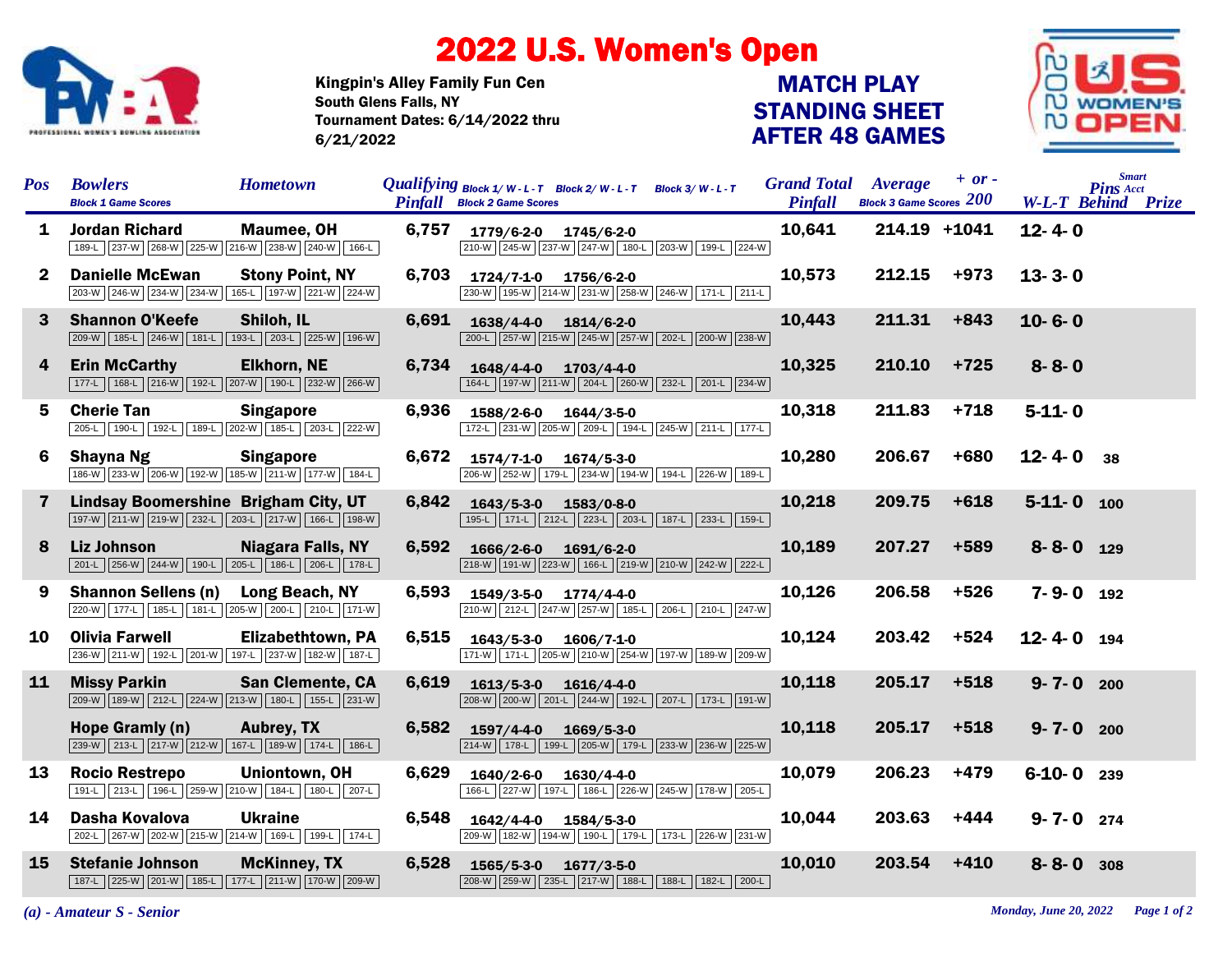# 2022 U.S. Women's Open

Kingpin's Alley Family Fun Cen
South Glens Falls, NY
Tournament Dates: 6/14/2022 thru 6/21/2022

## MATCH PLAY STANDING SHEET AFTER 48 GAMES

| Pos | Bowlers | Hometown | Qualifying Pinfall | Block 1/ W-L-T | Block 2/ W-L-T | Block 3/ W-L-T | Grand Total Pinfall | Average | + or - 200 | W-L-T | Pins Behind | Smart Acct Prize |
|---|---|---|---|---|---|---|---|---|---|---|---|---|
| 1 | Jordan Richard | Maumee, OH | 6,757 | 1779/6-2-0 | 1745/6-2-0 | | 10,641 | 214.19 | +1041 | 12-4-0 | | |
| | Block 1: 189-L 237-W 268-W 225-W 216-W 238-W 240-W 166-L | | | Block 2: 210-W 245-W 237-W 247-W 180-L 203-W 199-L 224-W | | | | | | | | |
| 2 | Danielle McEwan | Stony Point, NY | 6,703 | 1724/7-1-0 | 1756/6-2-0 | | 10,573 | 212.15 | +973 | 13-3-0 | | |
| | Block 1: 203-W 246-W 234-W 234-W 165-L 197-W 221-W 224-W | | | Block 2: 230-W 195-W 214-W 231-W 258-W 246-W 171-L 211-L | | | | | | | | |
| 3 | Shannon O'Keefe | Shiloh, IL | 6,691 | 1638/4-4-0 | 1814/6-2-0 | | 10,443 | 211.31 | +843 | 10-6-0 | | |
| | Block 1: 209-W 185-L 246-W 181-L 193-L 203-L 225-W 196-W | | | Block 2: 200-L 257-W 215-W 245-W 257-W 202-L 200-W 238-W | | | | | | | | |
| 4 | Erin McCarthy | Elkhorn, NE | 6,734 | 1648/4-4-0 | 1703/4-4-0 | | 10,325 | 210.10 | +725 | 8-8-0 | | |
| | Block 1: 177-L 168-L 216-W 192-L 207-W 190-L 232-W 266-W | | | Block 2: 164-L 197-W 211-W 204-L 260-W 232-L 201-L 234-W | | | | | | | | |
| 5 | Cherie Tan | Singapore | 6,936 | 1588/2-6-0 | 1644/3-5-0 | | 10,318 | 211.83 | +718 | 5-11-0 | | |
| | Block 1: 205-L 190-L 192-L 189-L 202-W 185-L 203-L 222-W | | | Block 2: 172-L 231-W 205-W 209-L 194-L 245-W 211-L 177-L | | | | | | | | |
| 6 | Shayna Ng | Singapore | 6,672 | 1574/7-1-0 | 1674/5-3-0 | | 10,280 | 206.67 | +680 | 12-4-0 | 38 | |
| | Block 1: 186-W 233-W 206-W 192-W 185-W 211-W 177-W 184-L | | | Block 2: 206-W 252-W 179-L 234-W 194-W 194-L 226-W 189-L | | | | | | | | |
| 7 | Lindsay Boomershine | Brigham City, UT | 6,842 | 1643/5-3-0 | 1583/0-8-0 | | 10,218 | 209.75 | +618 | 5-11-0 | 100 | |
| | Block 1: 197-W 211-W 219-W 232-L 203-L 217-W 166-L 198-W | | | Block 2: 195-L 171-L 212-L 223-L 203-L 187-L 233-L 159-L | | | | | | | | |
| 8 | Liz Johnson | Niagara Falls, NY | 6,592 | 1666/2-6-0 | 1691/6-2-0 | | 10,189 | 207.27 | +589 | 8-8-0 | 129 | |
| | Block 1: 201-L 256-W 244-W 190-L 205-L 186-L 206-L 178-L | | | Block 2: 218-W 191-W 223-W 166-L 219-W 210-W 242-W 222-L | | | | | | | | |
| 9 | Shannon Sellens (n) | Long Beach, NY | 6,593 | 1549/3-5-0 | 1774/4-4-0 | | 10,126 | 206.58 | +526 | 7-9-0 | 192 | |
| | Block 1: 220-W 177-L 185-L 181-L 205-W 200-L 210-L 171-W | | | Block 2: 210-W 212-L 247-W 257-W 185-L 206-L 210-L 247-W | | | | | | | | |
| 10 | Olivia Farwell | Elizabethtown, PA | 6,515 | 1643/5-3-0 | 1606/7-1-0 | | 10,124 | 203.42 | +524 | 12-4-0 | 194 | |
| | Block 1: 236-W 211-W 192-L 201-W 197-L 237-W 182-W 187-L | | | Block 2: 171-W 171-L 205-W 210-W 254-W 197-W 189-W 209-W | | | | | | | | |
| 11 | Missy Parkin | San Clemente, CA | 6,619 | 1613/5-3-0 | 1616/4-4-0 | | 10,118 | 205.17 | +518 | 9-7-0 | 200 | |
| | Block 1: 209-W 189-W 212-L 224-W 213-W 180-L 155-L 231-W | | | Block 2: 208-W 200-W 201-L 244-W 192-L 207-L 173-L 191-W | | | | | | | | |
| | Hope Gramly (n) | Aubrey, TX | 6,582 | 1597/4-4-0 | 1669/5-3-0 | | 10,118 | 205.17 | +518 | 9-7-0 | 200 | |
| | Block 1: 239-W 213-L 217-W 212-W 167-L 189-W 174-L 186-L | | | Block 2: 214-W 178-L 199-L 205-W 179-L 233-W 236-W 225-W | | | | | | | | |
| 13 | Rocio Restrepo | Uniontown, OH | 6,629 | 1640/2-6-0 | 1630/4-4-0 | | 10,079 | 206.23 | +479 | 6-10-0 | 239 | |
| | Block 1: 191-L 213-L 196-L 259-W 210-W 184-L 180-L 207-L | | | Block 2: 166-L 227-W 197-L 186-L 226-W 245-W 178-W 205-L | | | | | | | | |
| 14 | Dasha Kovalova | Ukraine | 6,548 | 1642/4-4-0 | 1584/5-3-0 | | 10,044 | 203.63 | +444 | 9-7-0 | 274 | |
| | Block 1: 202-L 267-W 202-W 215-W 214-W 169-L 199-L 174-L | | | Block 2: 209-W 182-W 194-W 190-L 179-L 173-L 226-W 231-W | | | | | | | | |
| 15 | Stefanie Johnson | McKinney, TX | 6,528 | 1565/5-3-0 | 1677/3-5-0 | | 10,010 | 203.54 | +410 | 8-8-0 | 308 | |
| | Block 1: 187-L 225-W 201-W 185-L 177-L 211-W 170-W 209-W | | | Block 2: 208-W 259-W 235-L 217-W 188-L 188-L 182-L 200-L | | | | | | | | |

*(a) - Amateur S - Senior*

*Monday, June 20, 2022*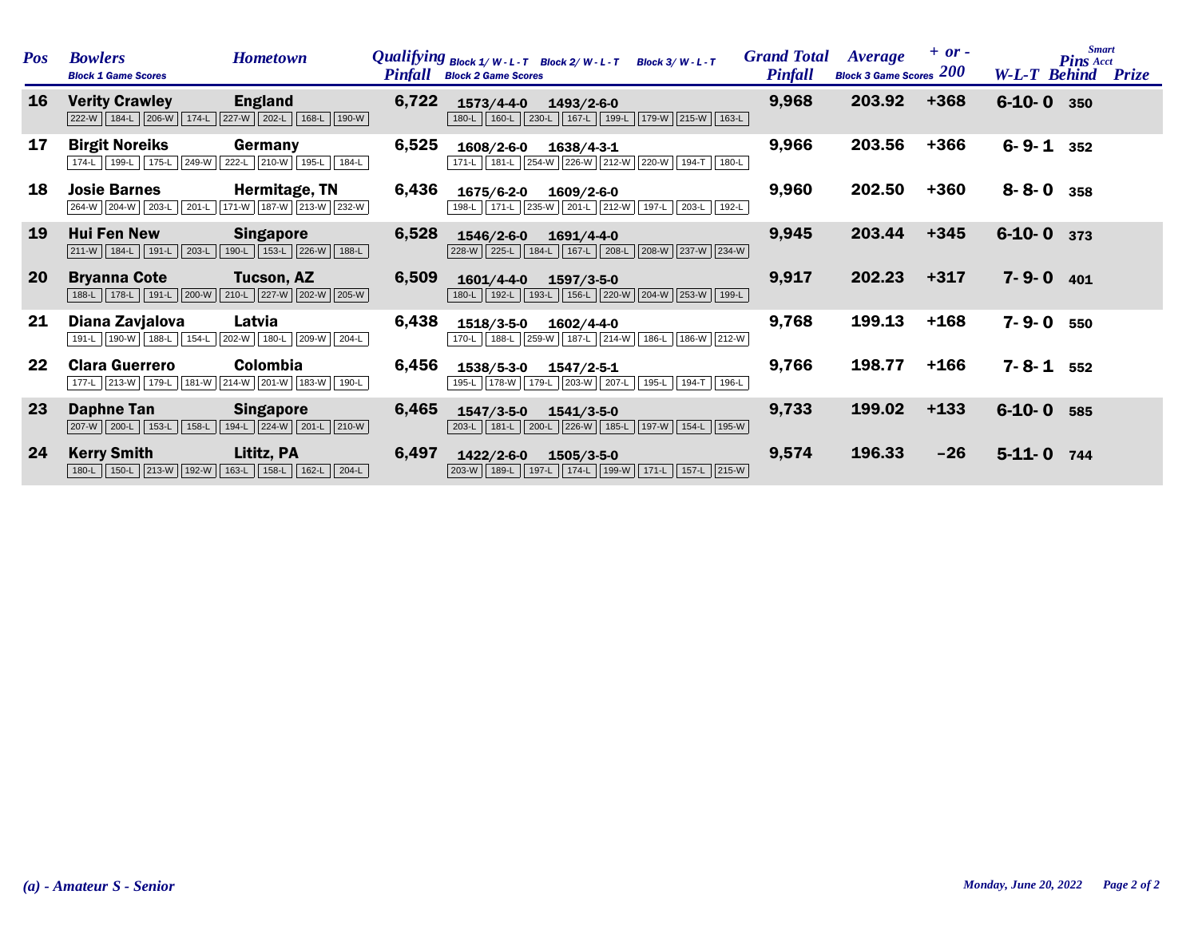| Pos | Bowlers / Block 1 Game Scores | Hometown | Qualifying Pinfall | Block 1/ W - L - T | Block 2/ W - L - T | Block 3/ W - L - T / Block 2 Game Scores | Grand Total Pinfall | Average / Block 3 Game Scores | + or - 200 | W-L-T | Smart Pins Acct Behind | Prize |
|---|---|---|---|---|---|---|---|---|---|---|---|---|
| 16 | **Verity Crawley** 222-W 184-L 206-W 174-L 227-W 202-L 168-L 190-W | England | 6,722 | 1573/4-4-0 | 1493/2-6-0 | 180-L 160-L 230-L 167-L 199-L 179-W 215-W 163-L | 9,968 | 203.92 | +368 | 6-10-0 | 350 | |
| 17 | **Birgit Noreiks** 174-L 199-L 175-L 249-W 222-L 210-W 195-L 184-L | Germany | 6,525 | 1608/2-6-0 | 1638/4-3-1 | 171-L 181-L 254-W 226-W 212-W 220-W 194-T 180-L | 9,966 | 203.56 | +366 | 6-9-1 | 352 | |
| 18 | **Josie Barnes** 264-W 204-W 203-L 201-L 171-W 187-W 213-W 232-W | Hermitage, TN | 6,436 | 1675/6-2-0 | 1609/2-6-0 | 198-L 171-L 235-W 201-L 212-W 197-L 203-L 192-L | 9,960 | 202.50 | +360 | 8-8-0 | 358 | |
| 19 | **Hui Fen New** 211-W 184-L 191-L 203-L 190-L 153-L 226-W 188-L | Singapore | 6,528 | 1546/2-6-0 | 1691/4-4-0 | 228-W 225-L 184-L 167-L 208-L 208-W 237-W 234-W | 9,945 | 203.44 | +345 | 6-10-0 | 373 | |
| 20 | **Bryanna Cote** 188-L 178-L 191-L 200-W 210-L 227-W 202-W 205-W | Tucson, AZ | 6,509 | 1601/4-4-0 | 1597/3-5-0 | 180-L 192-L 193-L 156-L 220-W 204-W 253-W 199-L | 9,917 | 202.23 | +317 | 7-9-0 | 401 | |
| 21 | **Diana Zavjalova** 191-L 190-W 188-L 154-L 202-W 180-L 209-W 204-L | Latvia | 6,438 | 1518/3-5-0 | 1602/4-4-0 | 170-L 188-L 259-W 187-L 214-W 186-L 186-W 212-W | 9,768 | 199.13 | +168 | 7-9-0 | 550 | |
| 22 | **Clara Guerrero** 177-L 213-W 179-L 181-W 214-W 201-W 183-W 190-L | Colombia | 6,456 | 1538/5-3-0 | 1547/2-5-1 | 195-L 178-W 179-L 203-W 207-L 195-L 194-T 196-L | 9,766 | 198.77 | +166 | 7-8-1 | 552 | |
| 23 | **Daphne Tan** 207-W 200-L 153-L 158-L 194-L 224-W 201-L 210-W | Singapore | 6,465 | 1547/3-5-0 | 1541/3-5-0 | 203-L 181-L 200-L 226-W 185-L 197-W 154-L 195-W | 9,733 | 199.02 | +133 | 6-10-0 | 585 | |
| 24 | **Kerry Smith** 180-L 150-L 213-W 192-W 163-L 158-L 162-L 204-L | Lititz, PA | 6,497 | 1422/2-6-0 | 1505/3-5-0 | 203-W 189-L 197-L 174-L 199-W 171-L 157-L 215-W | 9,574 | 196.33 | -26 | 5-11-0 | 744 | |

*(a) - Amateur S - Senior*

*Monday, June 20, 2022*